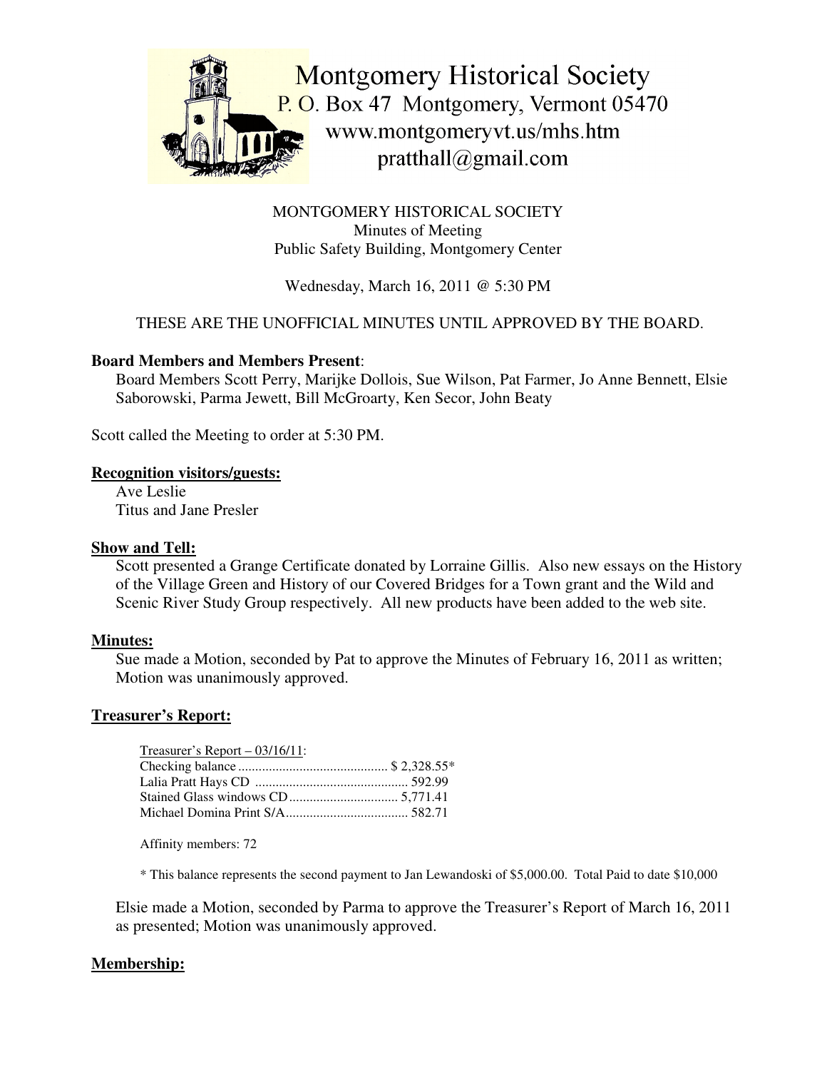Montgomery Historical Society
P. O. Box 47 Montgomery, Vermont 05470
www.montgomeryvt.us/mhs.htm
pratthall@gmail.com

MONTGOMERY HISTORICAL SOCIETY
Minutes of Meeting
Public Safety Building, Montgomery Center

Wednesday, March 16, 2011 @ 5:30 PM

THESE ARE THE UNOFFICIAL MINUTES UNTIL APPROVED BY THE BOARD.

**Board Members and Members Present**:
Board Members Scott Perry, Marijke Dollois, Sue Wilson, Pat Farmer, Jo Anne Bennett, Elsie Saborowski, Parma Jewett, Bill McGroarty, Ken Secor, John Beaty

Scott called the Meeting to order at 5:30 PM.

**Recognition visitors/guests:**
Ave Leslie
Titus and Jane Presler

**Show and Tell:**
Scott presented a Grange Certificate donated by Lorraine Gillis. Also new essays on the History of the Village Green and History of our Covered Bridges for a Town grant and the Wild and Scenic River Study Group respectively. All new products have been added to the web site.

**Minutes:**
Sue made a Motion, seconded by Pat to approve the Minutes of February 16, 2011 as written; Motion was unanimously approved.

**Treasurer's Report:**

Treasurer's Report – 03/16/11:

| | |
|---|---|
| Checking balance | $ 2,328.55* |
| Lalia Pratt Hays CD | 592.99 |
| Stained Glass windows CD | 5,771.41 |
| Michael Domina Print S/A | 582.71 |

Affinity members: 72

* This balance represents the second payment to Jan Lewandoski of $5,000.00. Total Paid to date $10,000

Elsie made a Motion, seconded by Parma to approve the Treasurer's Report of March 16, 2011 as presented; Motion was unanimously approved.

**Membership:**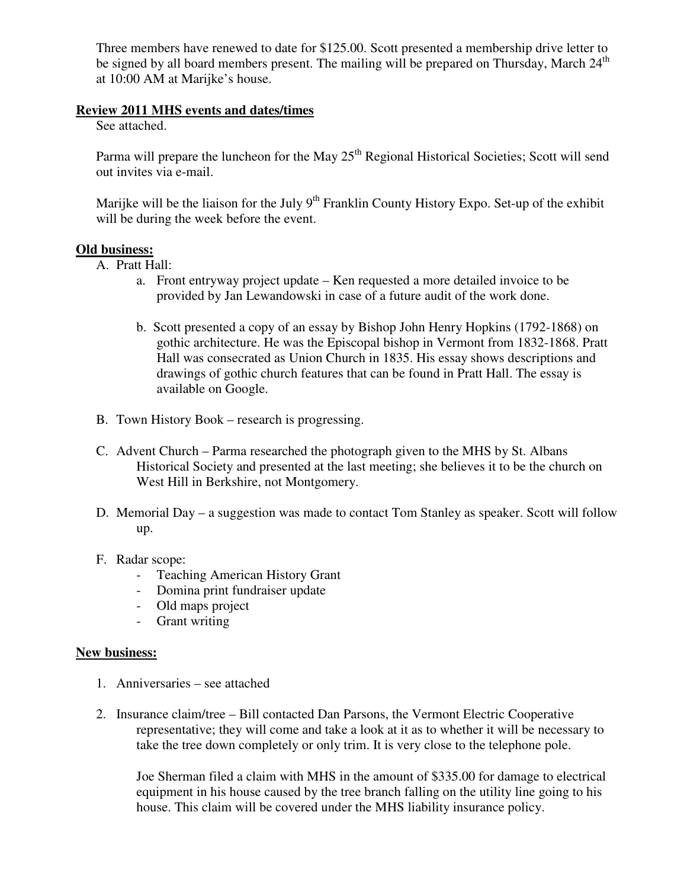Three members have renewed to date for $125.00. Scott presented a membership drive letter to be signed by all board members present. The mailing will be prepared on Thursday, March 24th at 10:00 AM at Marijke's house.

**Review 2011 MHS events and dates/times**

See attached.

Parma will prepare the luncheon for the May 25th Regional Historical Societies; Scott will send out invites via e-mail.

Marijke will be the liaison for the July 9th Franklin County History Expo. Set-up of the exhibit will be during the week before the event.

**Old business:**

A. Pratt Hall:

   a. Front entryway project update – Ken requested a more detailed invoice to be provided by Jan Lewandowski in case of a future audit of the work done.

   b. Scott presented a copy of an essay by Bishop John Henry Hopkins (1792-1868) on gothic architecture. He was the Episcopal bishop in Vermont from 1832-1868. Pratt Hall was consecrated as Union Church in 1835. His essay shows descriptions and drawings of gothic church features that can be found in Pratt Hall. The essay is available on Google.

B. Town History Book – research is progressing.

C. Advent Church – Parma researched the photograph given to the MHS by St. Albans Historical Society and presented at the last meeting; she believes it to be the church on West Hill in Berkshire, not Montgomery.

D. Memorial Day – a suggestion was made to contact Tom Stanley as speaker. Scott will follow up.

F. Radar scope:
   - Teaching American History Grant
   - Domina print fundraiser update
   - Old maps project
   - Grant writing

**New business:**

1. Anniversaries – see attached

2. Insurance claim/tree – Bill contacted Dan Parsons, the Vermont Electric Cooperative representative; they will come and take a look at it as to whether it will be necessary to take the tree down completely or only trim. It is very close to the telephone pole.

   Joe Sherman filed a claim with MHS in the amount of $335.00 for damage to electrical equipment in his house caused by the tree branch falling on the utility line going to his house. This claim will be covered under the MHS liability insurance policy.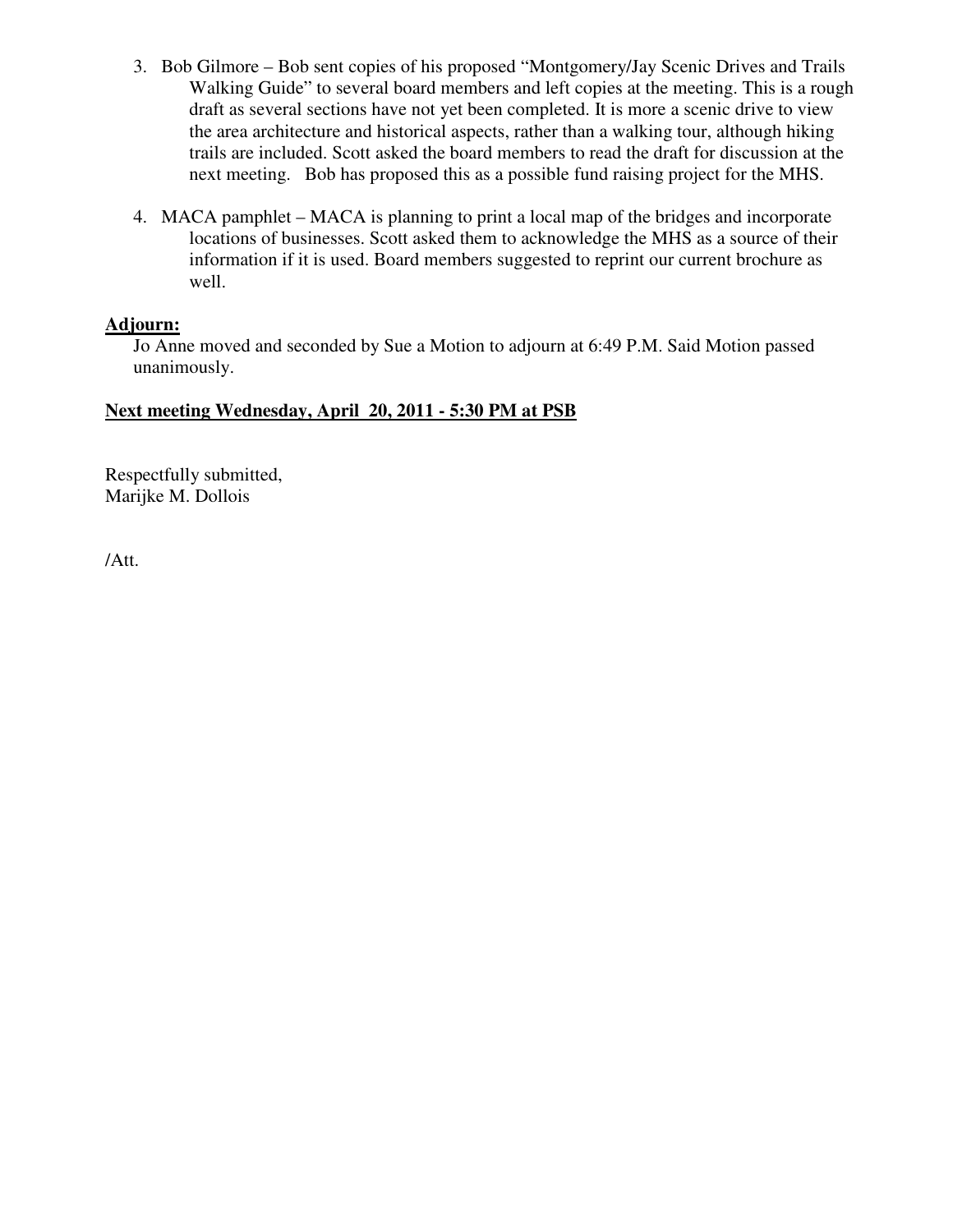3. Bob Gilmore – Bob sent copies of his proposed "Montgomery/Jay Scenic Drives and Trails Walking Guide" to several board members and left copies at the meeting. This is a rough draft as several sections have not yet been completed. It is more a scenic drive to view the area architecture and historical aspects, rather than a walking tour, although hiking trails are included. Scott asked the board members to read the draft for discussion at the next meeting. Bob has proposed this as a possible fund raising project for the MHS.

4. MACA pamphlet – MACA is planning to print a local map of the bridges and incorporate locations of businesses. Scott asked them to acknowledge the MHS as a source of their information if it is used. Board members suggested to reprint our current brochure as well.

**Adjourn:**

Jo Anne moved and seconded by Sue a Motion to adjourn at 6:49 P.M. Said Motion passed unanimously.

**Next meeting Wednesday, April 20, 2011 - 5:30 PM at PSB**

Respectfully submitted,
Marijke M. Dollois

/Att.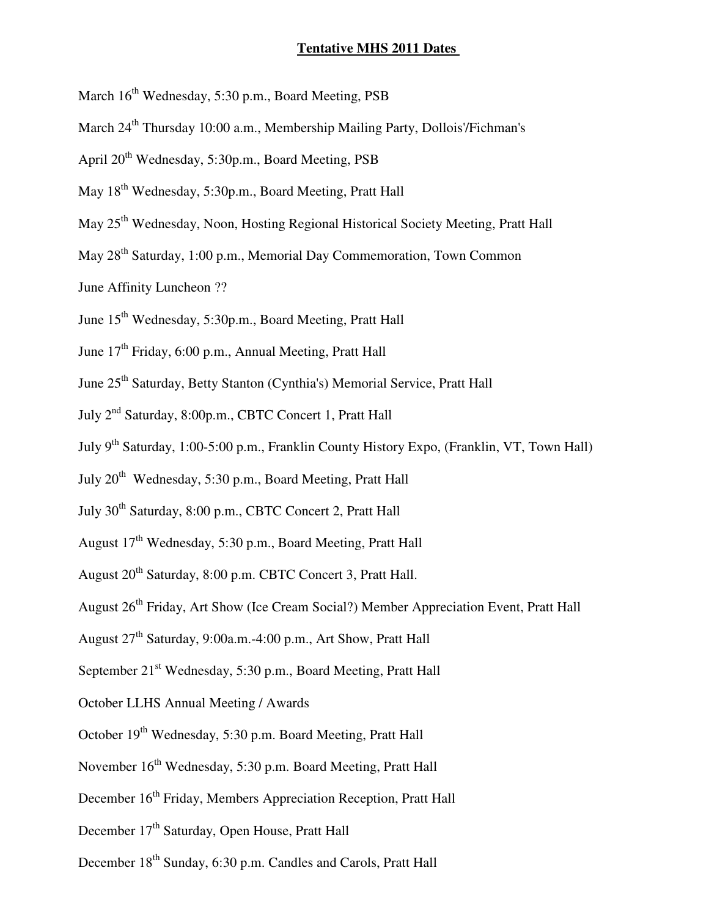**Tentative MHS 2011 Dates**

March 16th Wednesday, 5:30 p.m., Board Meeting, PSB

March 24th Thursday 10:00 a.m., Membership Mailing Party, Dollois'/Fichman's

April 20th Wednesday, 5:30p.m., Board Meeting, PSB

May 18th Wednesday, 5:30p.m., Board Meeting, Pratt Hall

May 25th Wednesday, Noon, Hosting Regional Historical Society Meeting, Pratt Hall

May 28th Saturday, 1:00 p.m., Memorial Day Commemoration, Town Common

June Affinity Luncheon ??

June 15th Wednesday, 5:30p.m., Board Meeting, Pratt Hall

June 17th Friday, 6:00 p.m., Annual Meeting, Pratt Hall

June 25th Saturday, Betty Stanton (Cynthia's) Memorial Service, Pratt Hall

July 2nd Saturday, 8:00p.m., CBTC Concert 1, Pratt Hall

July 9th Saturday, 1:00-5:00 p.m., Franklin County History Expo, (Franklin, VT, Town Hall)

July 20th Wednesday, 5:30 p.m., Board Meeting, Pratt Hall

July 30th Saturday, 8:00 p.m., CBTC Concert 2, Pratt Hall

August 17th Wednesday, 5:30 p.m., Board Meeting, Pratt Hall

August 20th Saturday, 8:00 p.m. CBTC Concert 3, Pratt Hall.

August 26th Friday, Art Show (Ice Cream Social?) Member Appreciation Event, Pratt Hall

August 27th Saturday, 9:00a.m.-4:00 p.m., Art Show, Pratt Hall

September 21st Wednesday, 5:30 p.m., Board Meeting, Pratt Hall

October LLHS Annual Meeting / Awards

October 19th Wednesday, 5:30 p.m. Board Meeting, Pratt Hall

November 16th Wednesday, 5:30 p.m. Board Meeting, Pratt Hall

December 16th Friday, Members Appreciation Reception, Pratt Hall

December 17th Saturday, Open House, Pratt Hall

December 18th Sunday, 6:30 p.m. Candles and Carols, Pratt Hall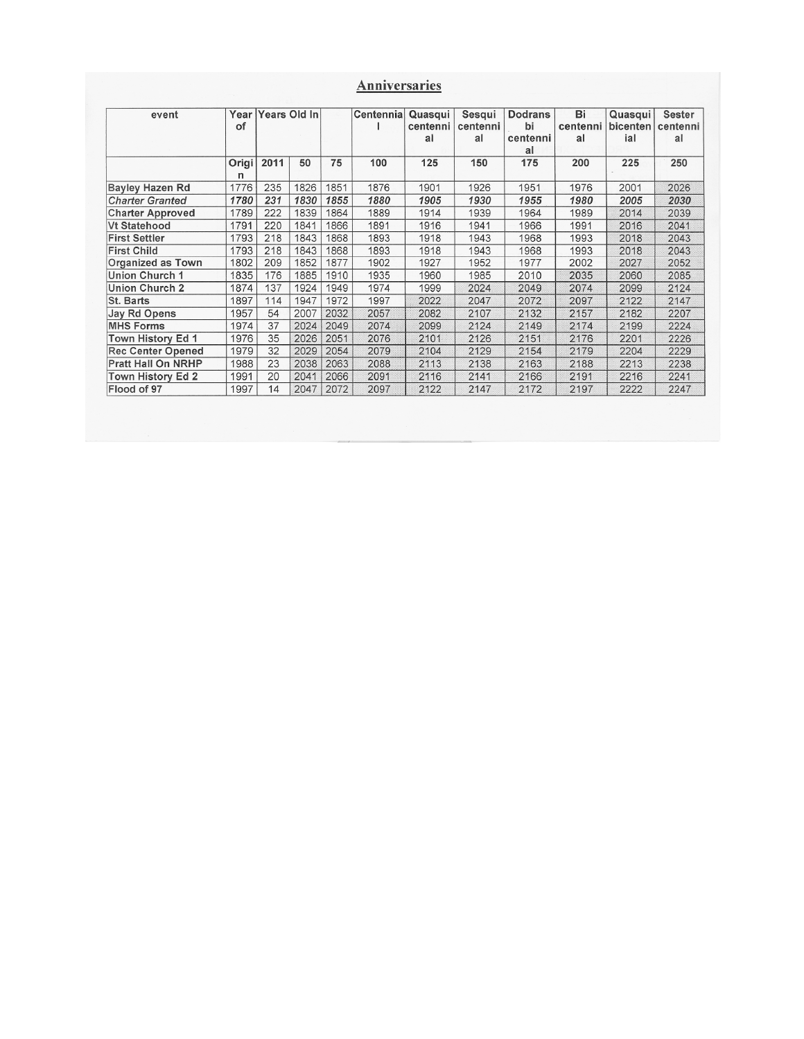## Anniversaries

| event | Year of | Years Old In | | | Centennial | Quasqui centennial | Sesqui centennial | Dodrans bi centennial | Bi centennial | Quasqui bicentennial | Sester centennial |
|---|---|---|---|---|---|---|---|---|---|---|---|
| | Origin | 2011 | 50 | 75 | 100 | 125 | 150 | 175 | 200 | 225 | 250 |
| Bayley Hazen Rd | 1776 | 235 | 1826 | 1851 | 1876 | 1901 | 1926 | 1951 | 1976 | 2001 | 2026 |
| *Charter Granted* | ***1780*** | ***231*** | ***1830*** | ***1855*** | ***1880*** | ***1905*** | ***1930*** | ***1955*** | ***1980*** | ***2005*** | ***2030*** |
| Charter Approved | 1789 | 222 | 1839 | 1864 | 1889 | 1914 | 1939 | 1964 | 1989 | 2014 | 2039 |
| Vt Statehood | 1791 | 220 | 1841 | 1866 | 1891 | 1916 | 1941 | 1966 | 1991 | 2016 | 2041 |
| First Settler | 1793 | 218 | 1843 | 1868 | 1893 | 1918 | 1943 | 1968 | 1993 | 2018 | 2043 |
| First Child | 1793 | 218 | 1843 | 1868 | 1893 | 1918 | 1943 | 1968 | 1993 | 2018 | 2043 |
| Organized as Town | 1802 | 209 | 1852 | 1877 | 1902 | 1927 | 1952 | 1977 | 2002 | 2027 | 2052 |
| Union Church 1 | 1835 | 176 | 1885 | 1910 | 1935 | 1960 | 1985 | 2010 | 2035 | 2060 | 2085 |
| Union Church 2 | 1874 | 137 | 1924 | 1949 | 1974 | 1999 | 2024 | 2049 | 2074 | 2099 | 2124 |
| St. Barts | 1897 | 114 | 1947 | 1972 | 1997 | 2022 | 2047 | 2072 | 2097 | 2122 | 2147 |
| Jay Rd Opens | 1957 | 54 | 2007 | 2032 | 2057 | 2082 | 2107 | 2132 | 2157 | 2182 | 2207 |
| MHS Forms | 1974 | 37 | 2024 | 2049 | 2074 | 2099 | 2124 | 2149 | 2174 | 2199 | 2224 |
| Town History Ed 1 | 1976 | 35 | 2026 | 2051 | 2076 | 2101 | 2126 | 2151 | 2176 | 2201 | 2226 |
| Rec Center Opened | 1979 | 32 | 2029 | 2054 | 2079 | 2104 | 2129 | 2154 | 2179 | 2204 | 2229 |
| Pratt Hall On NRHP | 1988 | 23 | 2038 | 2063 | 2088 | 2113 | 2138 | 2163 | 2188 | 2213 | 2238 |
| Town History Ed 2 | 1991 | 20 | 2041 | 2066 | 2091 | 2116 | 2141 | 2166 | 2191 | 2216 | 2241 |
| Flood of 97 | 1997 | 14 | 2047 | 2072 | 2097 | 2122 | 2147 | 2172 | 2197 | 2222 | 2247 |